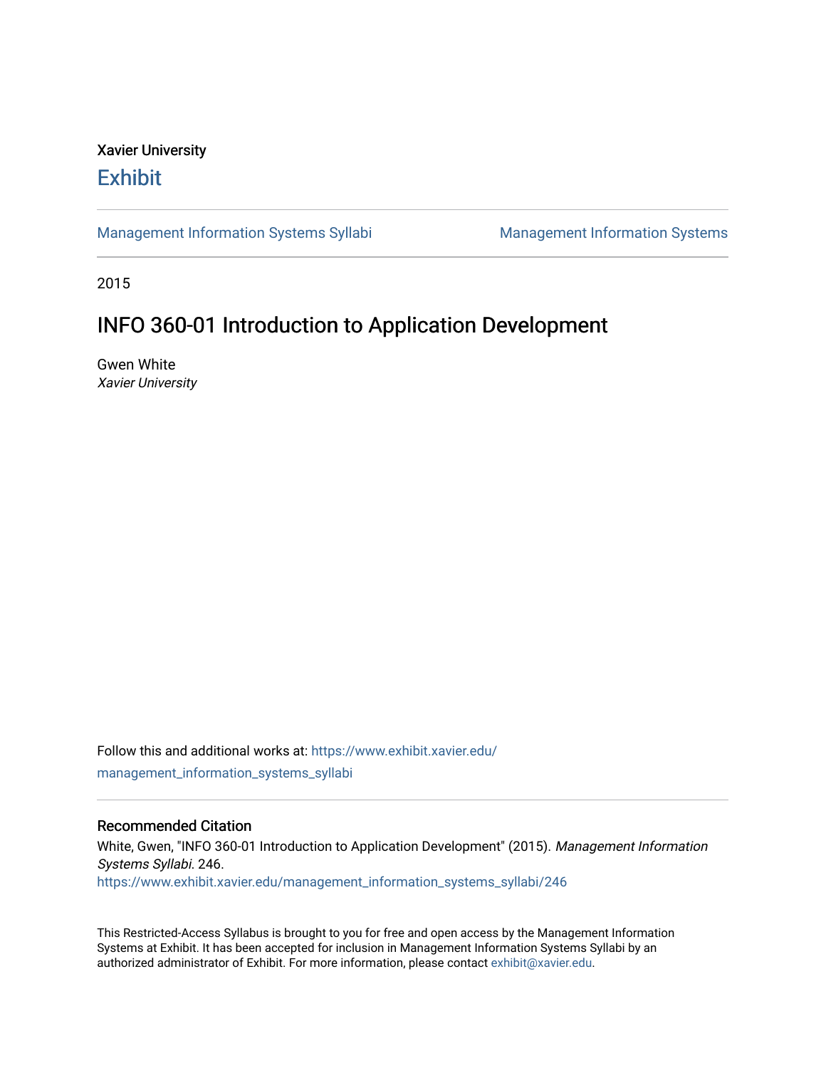Xavier University

# Exhibit

Management Information Systems Syllabi

Management Information Systems

2015

# INFO 360-01 Introduction to Application Development

Gwen White

*Xavier University*

Follow this and additional works at: https://www.exhibit.xavier.edu/management_information_systems_syllabi

## Recommended Citation

White, Gwen, "INFO 360-01 Introduction to Application Development" (2015). *Management Information Systems Syllabi*. 246.

https://www.exhibit.xavier.edu/management_information_systems_syllabi/246

This Restricted-Access Syllabus is brought to you for free and open access by the Management Information Systems at Exhibit. It has been accepted for inclusion in Management Information Systems Syllabi by an authorized administrator of Exhibit. For more information, please contact exhibit@xavier.edu.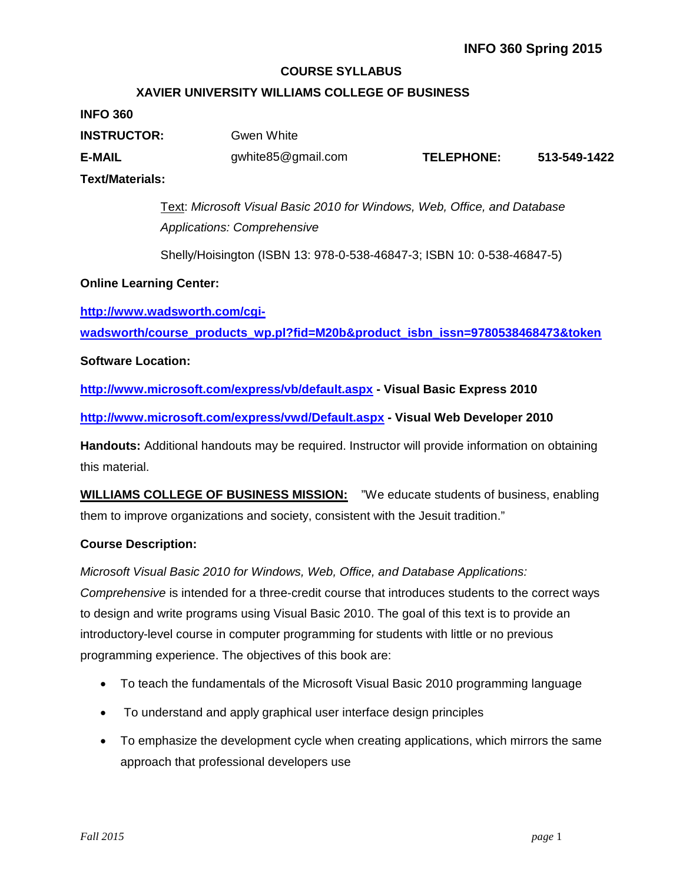# INFO 360 Spring 2015

## COURSE SYLLABUS

## XAVIER UNIVERSITY WILLIAMS COLLEGE OF BUSINESS

**INFO 360**

**INSTRUCTOR:** Gwen White

**E-MAIL** gwhite85@gmail.com **TELEPHONE:** **513-549-1422**

**Text/Materials:**

Text: *Microsoft Visual Basic 2010 for Windows, Web, Office, and Database Applications: Comprehensive*

Shelly/Hoisington (ISBN 13: 978-0-538-46847-3; ISBN 10: 0-538-46847-5)

**Online Learning Center:**

**http://www.wadsworth.com/cgi-wadsworth/course_products_wp.pl?fid=M20b&product_isbn_issn=9780538468473&token**

**Software Location:**

**http://www.microsoft.com/express/vb/default.aspx - Visual Basic Express 2010**

**http://www.microsoft.com/express/vwd/Default.aspx - Visual Web Developer 2010**

**Handouts:** Additional handouts may be required. Instructor will provide information on obtaining this material.

**WILLIAMS COLLEGE OF BUSINESS MISSION:** "We educate students of business, enabling them to improve organizations and society, consistent with the Jesuit tradition."

**Course Description:**

*Microsoft Visual Basic 2010 for Windows, Web, Office, and Database Applications: Comprehensive* is intended for a three-credit course that introduces students to the correct ways to design and write programs using Visual Basic 2010. The goal of this text is to provide an introductory-level course in computer programming for students with little or no previous programming experience. The objectives of this book are:

- To teach the fundamentals of the Microsoft Visual Basic 2010 programming language
- To understand and apply graphical user interface design principles
- To emphasize the development cycle when creating applications, which mirrors the same approach that professional developers use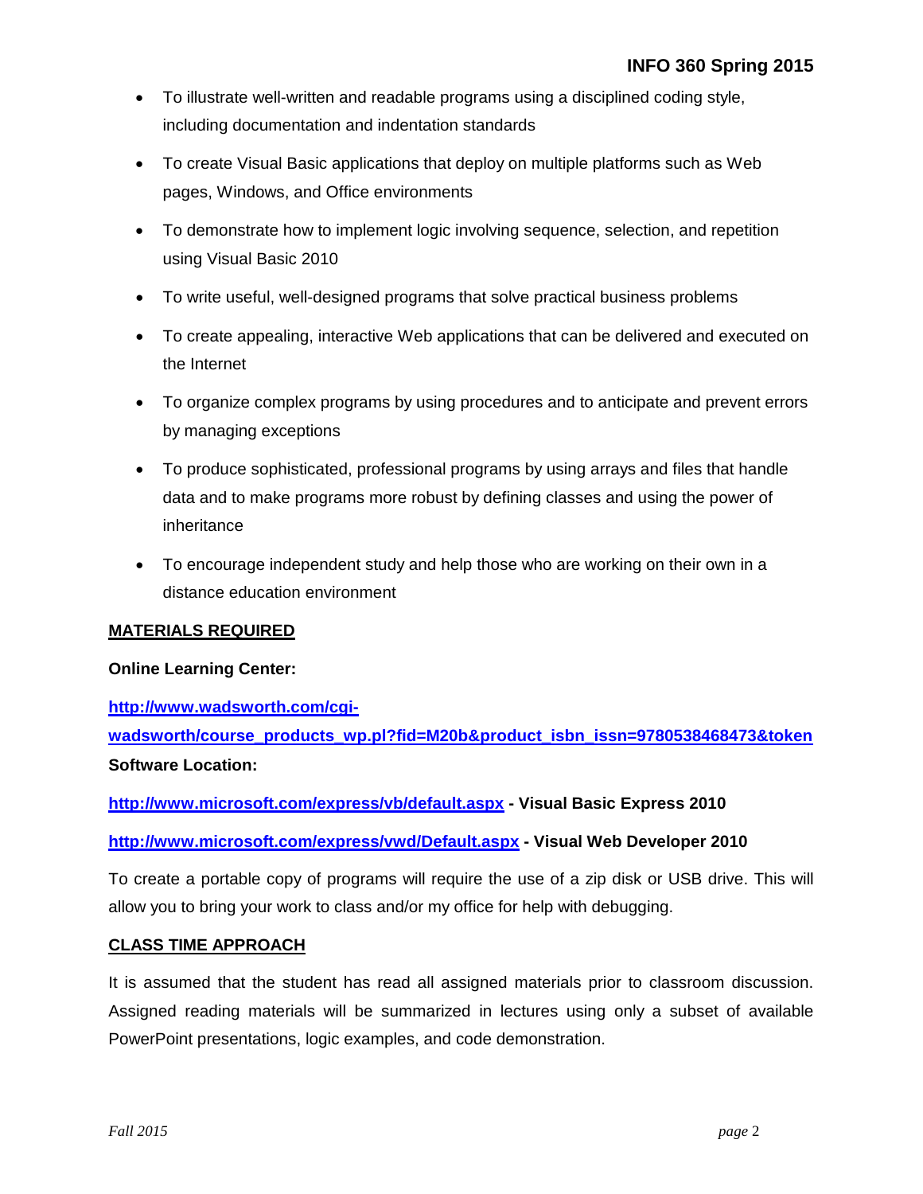- To illustrate well-written and readable programs using a disciplined coding style, including documentation and indentation standards
- To create Visual Basic applications that deploy on multiple platforms such as Web pages, Windows, and Office environments
- To demonstrate how to implement logic involving sequence, selection, and repetition using Visual Basic 2010
- To write useful, well-designed programs that solve practical business problems
- To create appealing, interactive Web applications that can be delivered and executed on the Internet
- To organize complex programs by using procedures and to anticipate and prevent errors by managing exceptions
- To produce sophisticated, professional programs by using arrays and files that handle data and to make programs more robust by defining classes and using the power of inheritance
- To encourage independent study and help those who are working on their own in a distance education environment

## MATERIALS REQUIRED

**Online Learning Center:**

**http://www.wadsworth.com/cgi-wadsworth/course_products_wp.pl?fid=M20b&product_isbn_issn=9780538468473&token**

**Software Location:**

**http://www.microsoft.com/express/vb/default.aspx - Visual Basic Express 2010**

**http://www.microsoft.com/express/vwd/Default.aspx - Visual Web Developer 2010**

To create a portable copy of programs will require the use of a zip disk or USB drive. This will allow you to bring your work to class and/or my office for help with debugging.

## CLASS TIME APPROACH

It is assumed that the student has read all assigned materials prior to classroom discussion. Assigned reading materials will be summarized in lectures using only a subset of available PowerPoint presentations, logic examples, and code demonstration.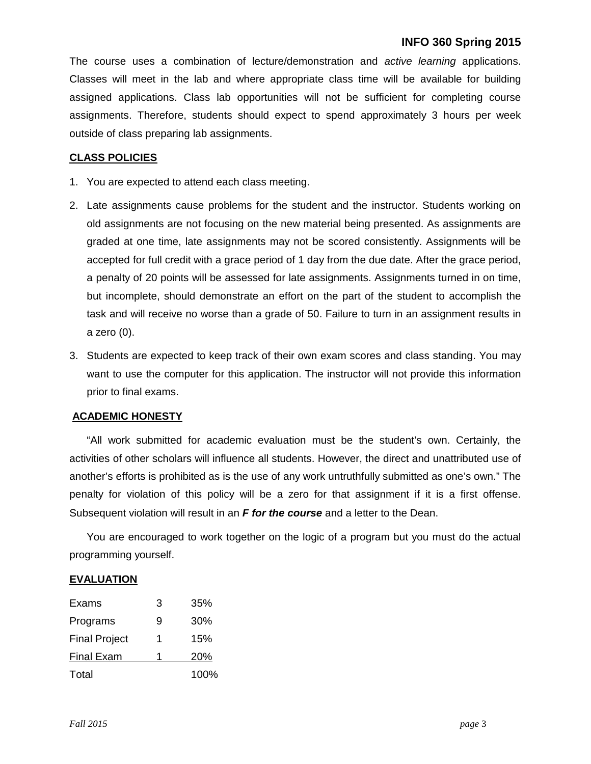The course uses a combination of lecture/demonstration and *active learning* applications. Classes will meet in the lab and where appropriate class time will be available for building assigned applications. Class lab opportunities will not be sufficient for completing course assignments. Therefore, students should expect to spend approximately 3 hours per week outside of class preparing lab assignments.

## CLASS POLICIES

1. You are expected to attend each class meeting.
2. Late assignments cause problems for the student and the instructor. Students working on old assignments are not focusing on the new material being presented. As assignments are graded at one time, late assignments may not be scored consistently. Assignments will be accepted for full credit with a grace period of 1 day from the due date. After the grace period, a penalty of 20 points will be assessed for late assignments. Assignments turned in on time, but incomplete, should demonstrate an effort on the part of the student to accomplish the task and will receive no worse than a grade of 50. Failure to turn in an assignment results in a zero (0).
3. Students are expected to keep track of their own exam scores and class standing. You may want to use the computer for this application. The instructor will not provide this information prior to final exams.

## ACADEMIC HONESTY

"All work submitted for academic evaluation must be the student's own. Certainly, the activities of other scholars will influence all students. However, the direct and unattributed use of another's efforts is prohibited as is the use of any work untruthfully submitted as one's own." The penalty for violation of this policy will be a zero for that assignment if it is a first offense. Subsequent violation will result in an ***F for the course*** and a letter to the Dean.

You are encouraged to work together on the logic of a program but you must do the actual programming yourself.

## EVALUATION

| | | |
|---|---|---|
| Exams | 3 | 35% |
| Programs | 9 | 30% |
| Final Project | 1 | 15% |
| Final Exam | 1 | 20% |
| Total | | 100% |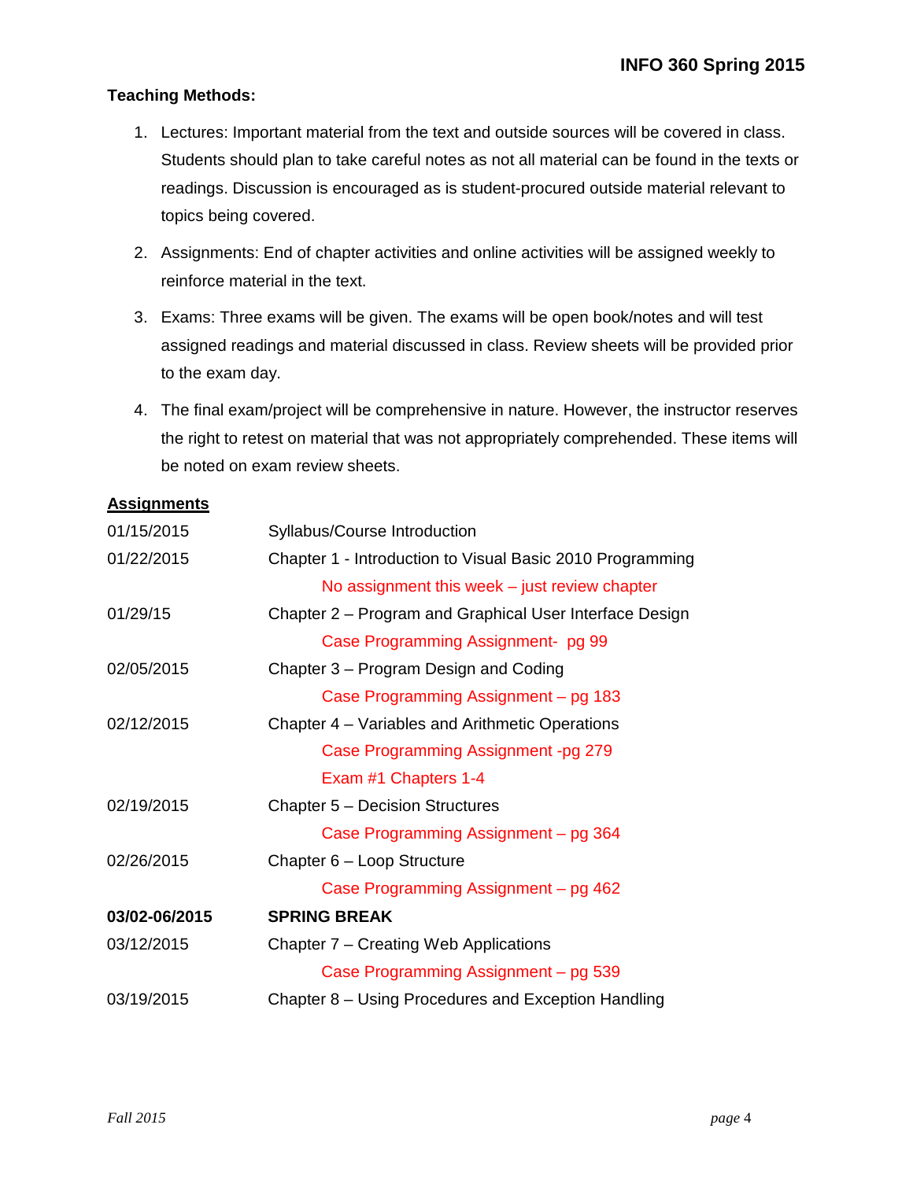**Teaching Methods:**

1. Lectures: Important material from the text and outside sources will be covered in class. Students should plan to take careful notes as not all material can be found in the texts or readings. Discussion is encouraged as is student-procured outside material relevant to topics being covered.
2. Assignments: End of chapter activities and online activities will be assigned weekly to reinforce material in the text.
3. Exams: Three exams will be given. The exams will be open book/notes and will test assigned readings and material discussed in class. Review sheets will be provided prior to the exam day.
4. The final exam/project will be comprehensive in nature. However, the instructor reserves the right to retest on material that was not appropriately comprehended. These items will be noted on exam review sheets.

**Assignments**

| | |
|---|---|
| 01/15/2015 | Syllabus/Course Introduction |
| 01/22/2015 | Chapter 1 - Introduction to Visual Basic 2010 Programming |
| | No assignment this week – just review chapter |
| 01/29/15 | Chapter 2 – Program and Graphical User Interface Design |
| | Case Programming Assignment- pg 99 |
| 02/05/2015 | Chapter 3 – Program Design and Coding |
| | Case Programming Assignment – pg 183 |
| 02/12/2015 | Chapter 4 – Variables and Arithmetic Operations |
| | Case Programming Assignment -pg 279 |
| | Exam #1 Chapters 1-4 |
| 02/19/2015 | Chapter 5 – Decision Structures |
| | Case Programming Assignment – pg 364 |
| 02/26/2015 | Chapter 6 – Loop Structure |
| | Case Programming Assignment – pg 462 |
| **03/02-06/2015** | **SPRING BREAK** |
| 03/12/2015 | Chapter 7 – Creating Web Applications |
| | Case Programming Assignment – pg 539 |
| 03/19/2015 | Chapter 8 – Using Procedures and Exception Handling |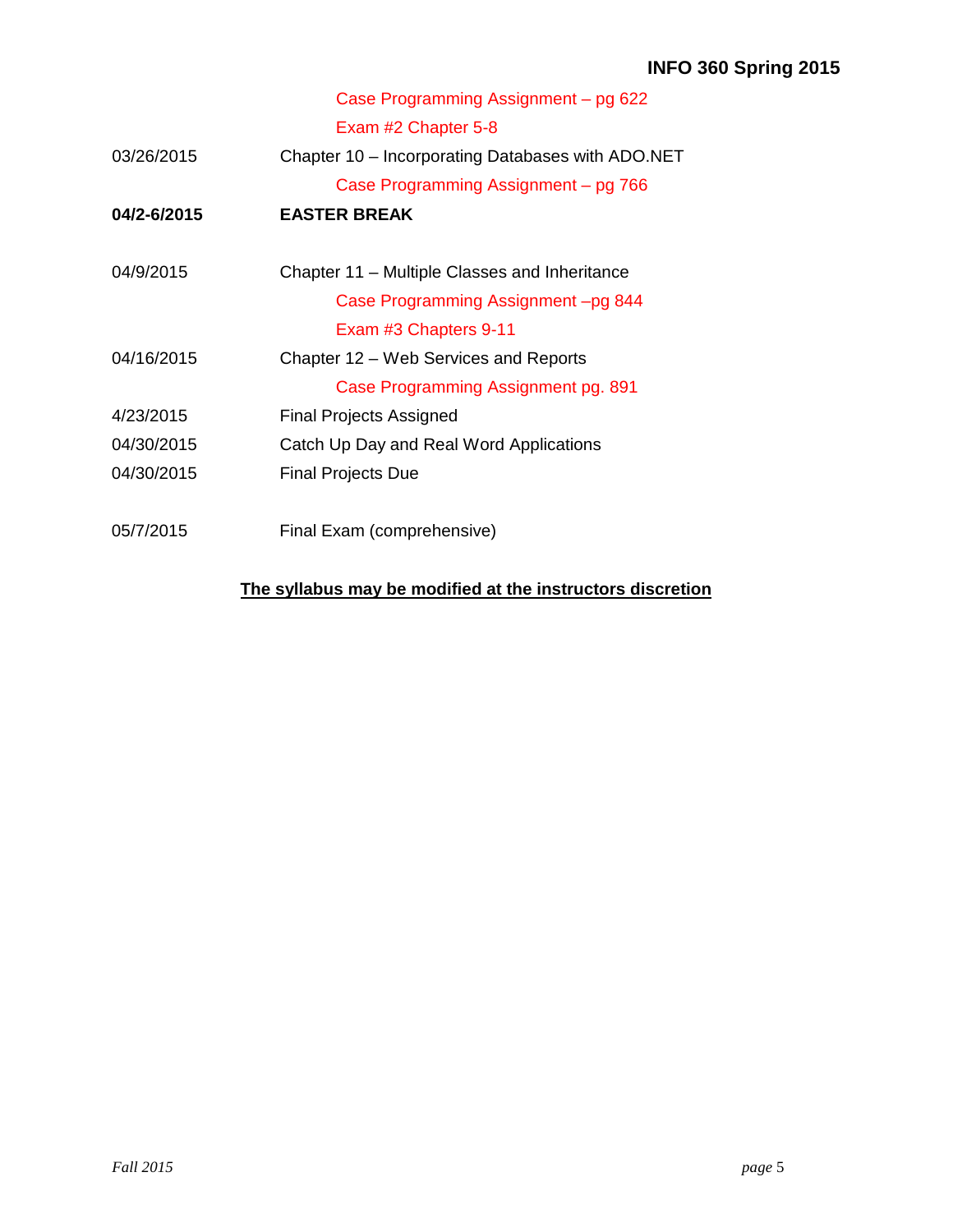| | |
|---|---|
| | Case Programming Assignment – pg 622 |
| | Exam #2 Chapter 5-8 |
| 03/26/2015 | Chapter 10 – Incorporating Databases with ADO.NET |
| | Case Programming Assignment – pg 766 |
| **04/2-6/2015** | **EASTER BREAK** |
| 04/9/2015 | Chapter 11 – Multiple Classes and Inheritance |
| | Case Programming Assignment –pg 844 |
| | Exam #3 Chapters 9-11 |
| 04/16/2015 | Chapter 12 – Web Services and Reports |
| | Case Programming Assignment pg. 891 |
| 4/23/2015 | Final Projects Assigned |
| 04/30/2015 | Catch Up Day and Real Word Applications |
| 04/30/2015 | Final Projects Due |
| 05/7/2015 | Final Exam (comprehensive) |

**The syllabus may be modified at the instructors discretion**